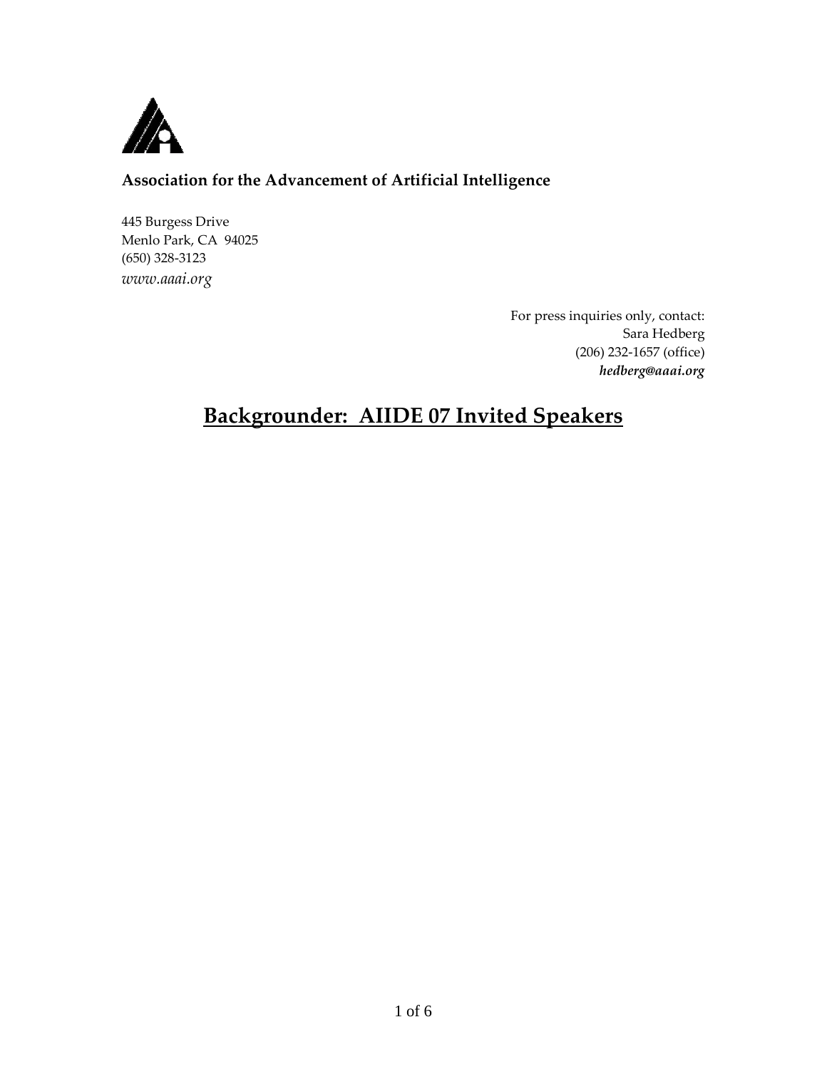**Association for the Advancement of Artificial Intelligence**

445 Burgess Drive
Menlo Park, CA 94025
(650) 328-3123
*www.aaai.org*

For press inquiries only, contact:
Sara Hedberg
(206) 232-1657 (office)
***hedberg@aaai.org***

# Backgrounder: AIIDE 07 Invited Speakers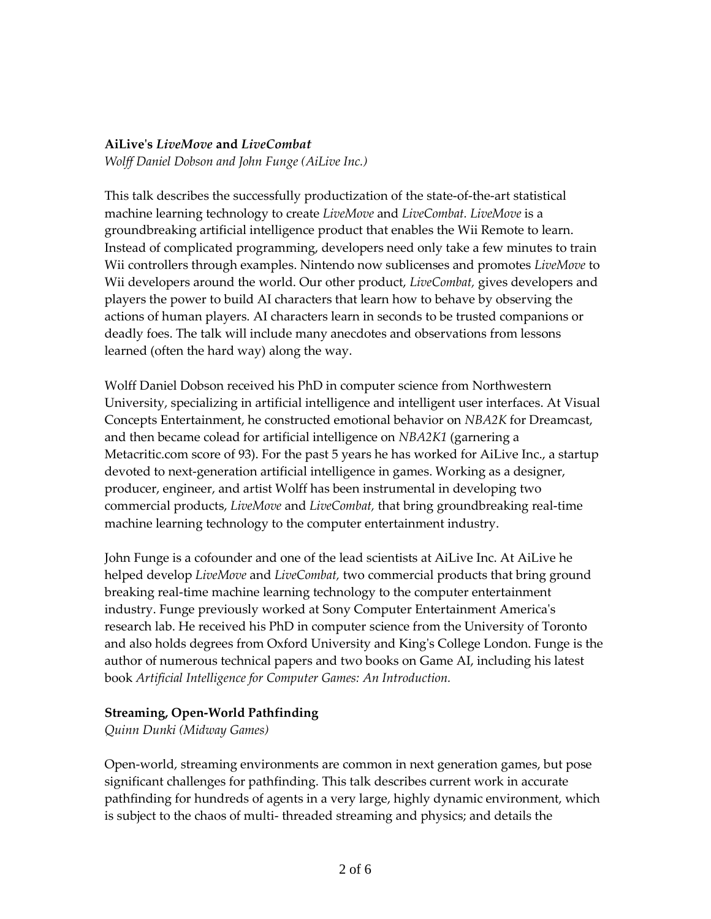**AiLive's *LiveMove* and *LiveCombat***
*Wolff Daniel Dobson and John Funge (AiLive Inc.)*

This talk describes the successfully productization of the state-of-the-art statistical machine learning technology to create *LiveMove* and *LiveCombat. LiveMove* is a groundbreaking artificial intelligence product that enables the Wii Remote to learn. Instead of complicated programming, developers need only take a few minutes to train Wii controllers through examples. Nintendo now sublicenses and promotes *LiveMove* to Wii developers around the world. Our other product, *LiveCombat,* gives developers and players the power to build AI characters that learn how to behave by observing the actions of human players. AI characters learn in seconds to be trusted companions or deadly foes. The talk will include many anecdotes and observations from lessons learned (often the hard way) along the way.

Wolff Daniel Dobson received his PhD in computer science from Northwestern University, specializing in artificial intelligence and intelligent user interfaces. At Visual Concepts Entertainment, he constructed emotional behavior on *NBA2K* for Dreamcast, and then became colead for artificial intelligence on *NBA2K1* (garnering a Metacritic.com score of 93). For the past 5 years he has worked for AiLive Inc., a startup devoted to next-generation artificial intelligence in games. Working as a designer, producer, engineer, and artist Wolff has been instrumental in developing two commercial products, *LiveMove* and *LiveCombat,* that bring groundbreaking real-time machine learning technology to the computer entertainment industry.

John Funge is a cofounder and one of the lead scientists at AiLive Inc. At AiLive he helped develop *LiveMove* and *LiveCombat,* two commercial products that bring ground breaking real-time machine learning technology to the computer entertainment industry. Funge previously worked at Sony Computer Entertainment America's research lab. He received his PhD in computer science from the University of Toronto and also holds degrees from Oxford University and King's College London. Funge is the author of numerous technical papers and two books on Game AI, including his latest book *Artificial Intelligence for Computer Games: An Introduction.*

**Streaming, Open-World Pathfinding**
*Quinn Dunki (Midway Games)*

Open-world, streaming environments are common in next generation games, but pose significant challenges for pathfinding. This talk describes current work in accurate pathfinding for hundreds of agents in a very large, highly dynamic environment, which is subject to the chaos of multi- threaded streaming and physics; and details the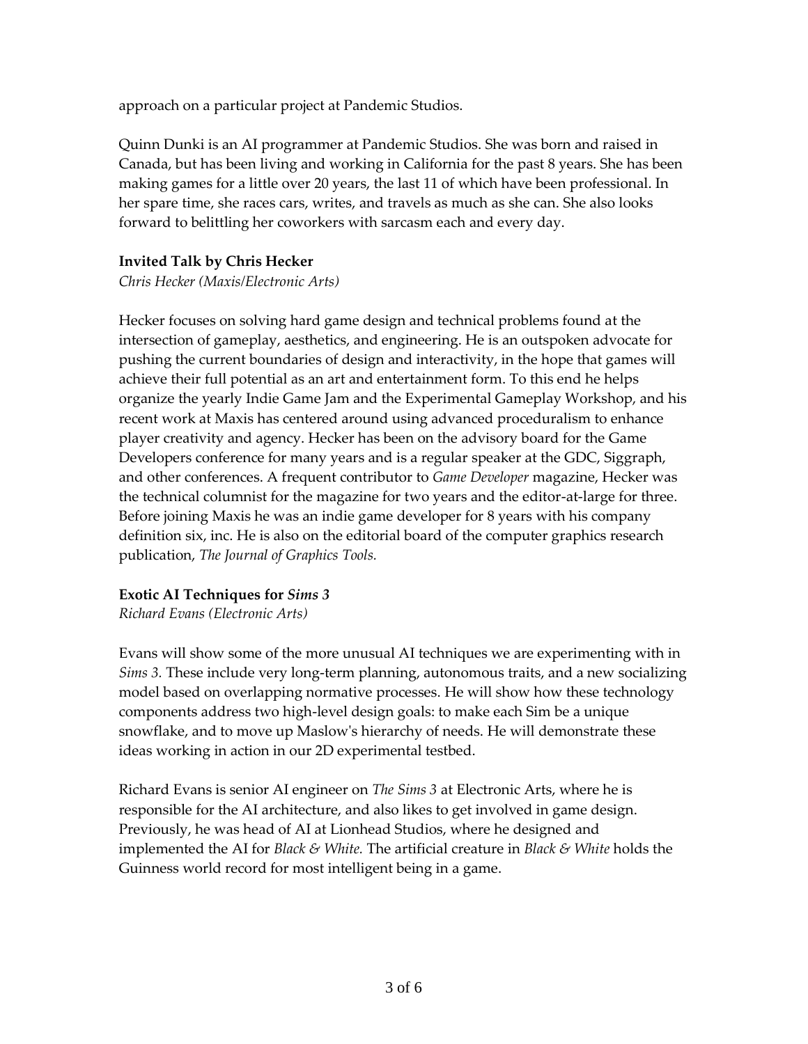approach on a particular project at Pandemic Studios.

Quinn Dunki is an AI programmer at Pandemic Studios. She was born and raised in Canada, but has been living and working in California for the past 8 years. She has been making games for a little over 20 years, the last 11 of which have been professional. In her spare time, she races cars, writes, and travels as much as she can. She also looks forward to belittling her coworkers with sarcasm each and every day.

**Invited Talk by Chris Hecker**

*Chris Hecker (Maxis/Electronic Arts)*

Hecker focuses on solving hard game design and technical problems found at the intersection of gameplay, aesthetics, and engineering. He is an outspoken advocate for pushing the current boundaries of design and interactivity, in the hope that games will achieve their full potential as an art and entertainment form. To this end he helps organize the yearly Indie Game Jam and the Experimental Gameplay Workshop, and his recent work at Maxis has centered around using advanced proceduralism to enhance player creativity and agency. Hecker has been on the advisory board for the Game Developers conference for many years and is a regular speaker at the GDC, Siggraph, and other conferences. A frequent contributor to *Game Developer* magazine, Hecker was the technical columnist for the magazine for two years and the editor-at-large for three. Before joining Maxis he was an indie game developer for 8 years with his company definition six, inc. He is also on the editorial board of the computer graphics research publication, *The Journal of Graphics Tools.*

**Exotic AI Techniques for *Sims 3***

*Richard Evans (Electronic Arts)*

Evans will show some of the more unusual AI techniques we are experimenting with in *Sims 3.* These include very long-term planning, autonomous traits, and a new socializing model based on overlapping normative processes. He will show how these technology components address two high-level design goals: to make each Sim be a unique snowflake, and to move up Maslow's hierarchy of needs. He will demonstrate these ideas working in action in our 2D experimental testbed.

Richard Evans is senior AI engineer on *The Sims 3* at Electronic Arts, where he is responsible for the AI architecture, and also likes to get involved in game design. Previously, he was head of AI at Lionhead Studios, where he designed and implemented the AI for *Black & White.* The artificial creature in *Black & White* holds the Guinness world record for most intelligent being in a game.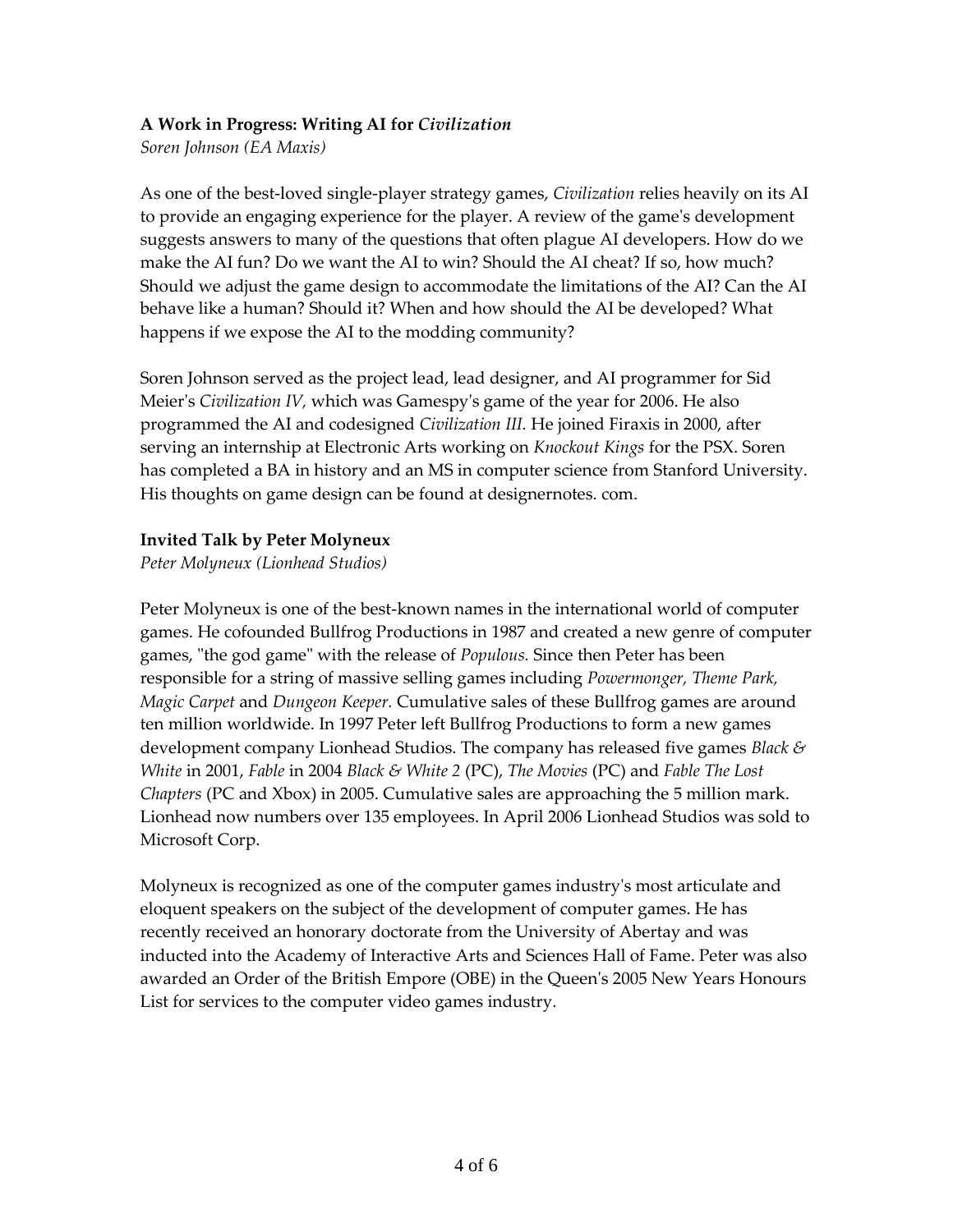**A Work in Progress: Writing AI for *Civilization***

*Soren Johnson (EA Maxis)*

As one of the best-loved single-player strategy games, *Civilization* relies heavily on its AI to provide an engaging experience for the player. A review of the game's development suggests answers to many of the questions that often plague AI developers. How do we make the AI fun? Do we want the AI to win? Should the AI cheat? If so, how much? Should we adjust the game design to accommodate the limitations of the AI? Can the AI behave like a human? Should it? When and how should the AI be developed? What happens if we expose the AI to the modding community?

Soren Johnson served as the project lead, lead designer, and AI programmer for Sid Meier's *Civilization IV,* which was Gamespy's game of the year for 2006. He also programmed the AI and codesigned *Civilization III.* He joined Firaxis in 2000, after serving an internship at Electronic Arts working on *Knockout Kings* for the PSX. Soren has completed a BA in history and an MS in computer science from Stanford University. His thoughts on game design can be found at designernotes. com.

**Invited Talk by Peter Molyneux**

*Peter Molyneux (Lionhead Studios)*

Peter Molyneux is one of the best-known names in the international world of computer games. He cofounded Bullfrog Productions in 1987 and created a new genre of computer games, "the god game" with the release of *Populous.* Since then Peter has been responsible for a string of massive selling games including *Powermonger, Theme Park, Magic Carpet* and *Dungeon Keeper.* Cumulative sales of these Bullfrog games are around ten million worldwide. In 1997 Peter left Bullfrog Productions to form a new games development company Lionhead Studios. The company has released five games *Black & White* in 2001, *Fable* in 2004 *Black & White 2* (PC), *The Movies* (PC) and *Fable The Lost Chapters* (PC and Xbox) in 2005. Cumulative sales are approaching the 5 million mark. Lionhead now numbers over 135 employees. In April 2006 Lionhead Studios was sold to Microsoft Corp.

Molyneux is recognized as one of the computer games industry's most articulate and eloquent speakers on the subject of the development of computer games. He has recently received an honorary doctorate from the University of Abertay and was inducted into the Academy of Interactive Arts and Sciences Hall of Fame. Peter was also awarded an Order of the British Empore (OBE) in the Queen's 2005 New Years Honours List for services to the computer video games industry.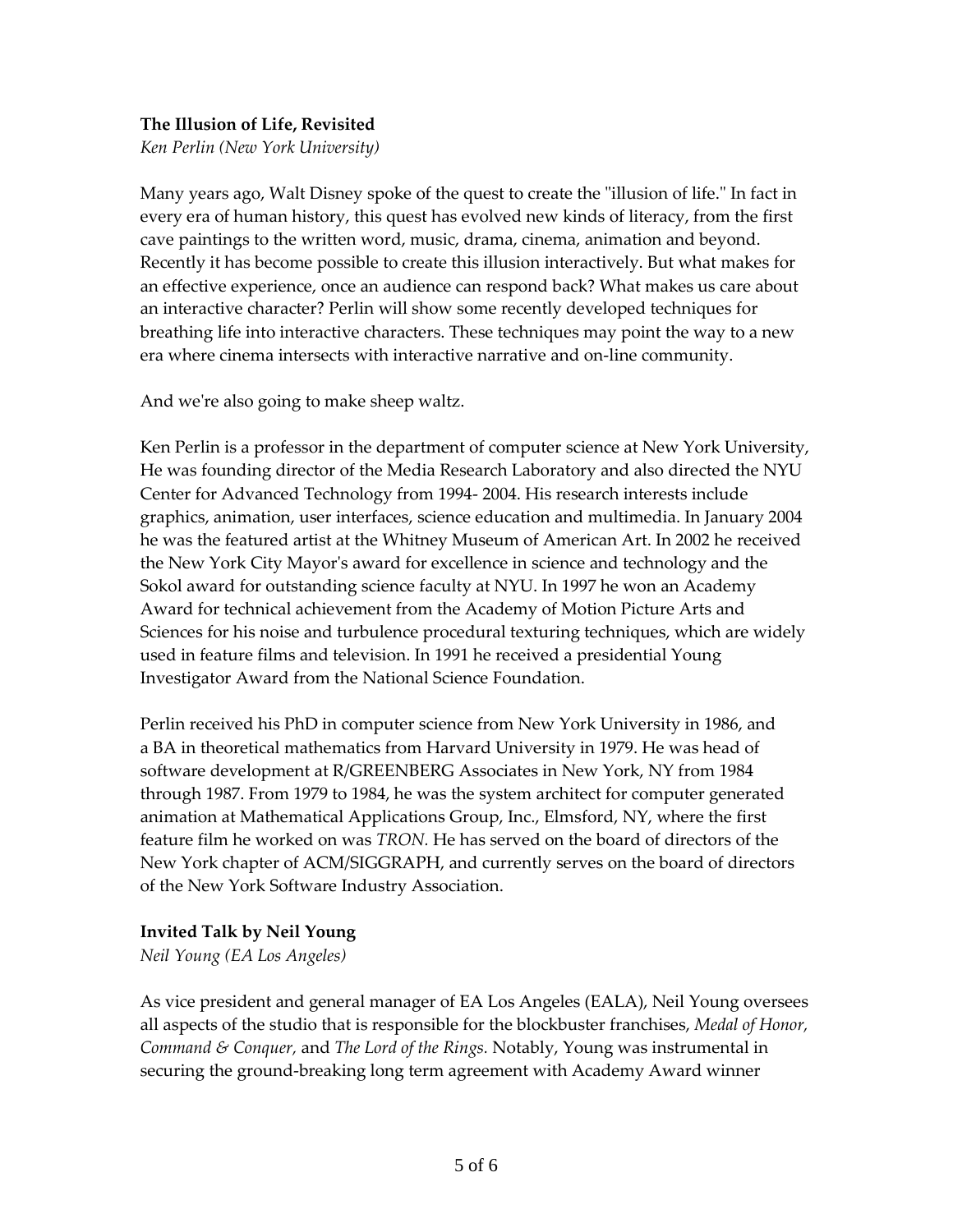**The Illusion of Life, Revisited**

*Ken Perlin (New York University)*

Many years ago, Walt Disney spoke of the quest to create the "illusion of life." In fact in every era of human history, this quest has evolved new kinds of literacy, from the first cave paintings to the written word, music, drama, cinema, animation and beyond. Recently it has become possible to create this illusion interactively. But what makes for an effective experience, once an audience can respond back? What makes us care about an interactive character? Perlin will show some recently developed techniques for breathing life into interactive characters. These techniques may point the way to a new era where cinema intersects with interactive narrative and on-line community.

And we're also going to make sheep waltz.

Ken Perlin is a professor in the department of computer science at New York University, He was founding director of the Media Research Laboratory and also directed the NYU Center for Advanced Technology from 1994- 2004. His research interests include graphics, animation, user interfaces, science education and multimedia. In January 2004 he was the featured artist at the Whitney Museum of American Art. In 2002 he received the New York City Mayor's award for excellence in science and technology and the Sokol award for outstanding science faculty at NYU. In 1997 he won an Academy Award for technical achievement from the Academy of Motion Picture Arts and Sciences for his noise and turbulence procedural texturing techniques, which are widely used in feature films and television. In 1991 he received a presidential Young Investigator Award from the National Science Foundation.

Perlin received his PhD in computer science from New York University in 1986, and a BA in theoretical mathematics from Harvard University in 1979. He was head of software development at R/GREENBERG Associates in New York, NY from 1984 through 1987. From 1979 to 1984, he was the system architect for computer generated animation at Mathematical Applications Group, Inc., Elmsford, NY, where the first feature film he worked on was *TRON*. He has served on the board of directors of the New York chapter of ACM/SIGGRAPH, and currently serves on the board of directors of the New York Software Industry Association.

**Invited Talk by Neil Young**

*Neil Young (EA Los Angeles)*

As vice president and general manager of EA Los Angeles (EALA), Neil Young oversees all aspects of the studio that is responsible for the blockbuster franchises, *Medal of Honor, Command & Conquer,* and *The Lord of the Rings.* Notably, Young was instrumental in securing the ground-breaking long term agreement with Academy Award winner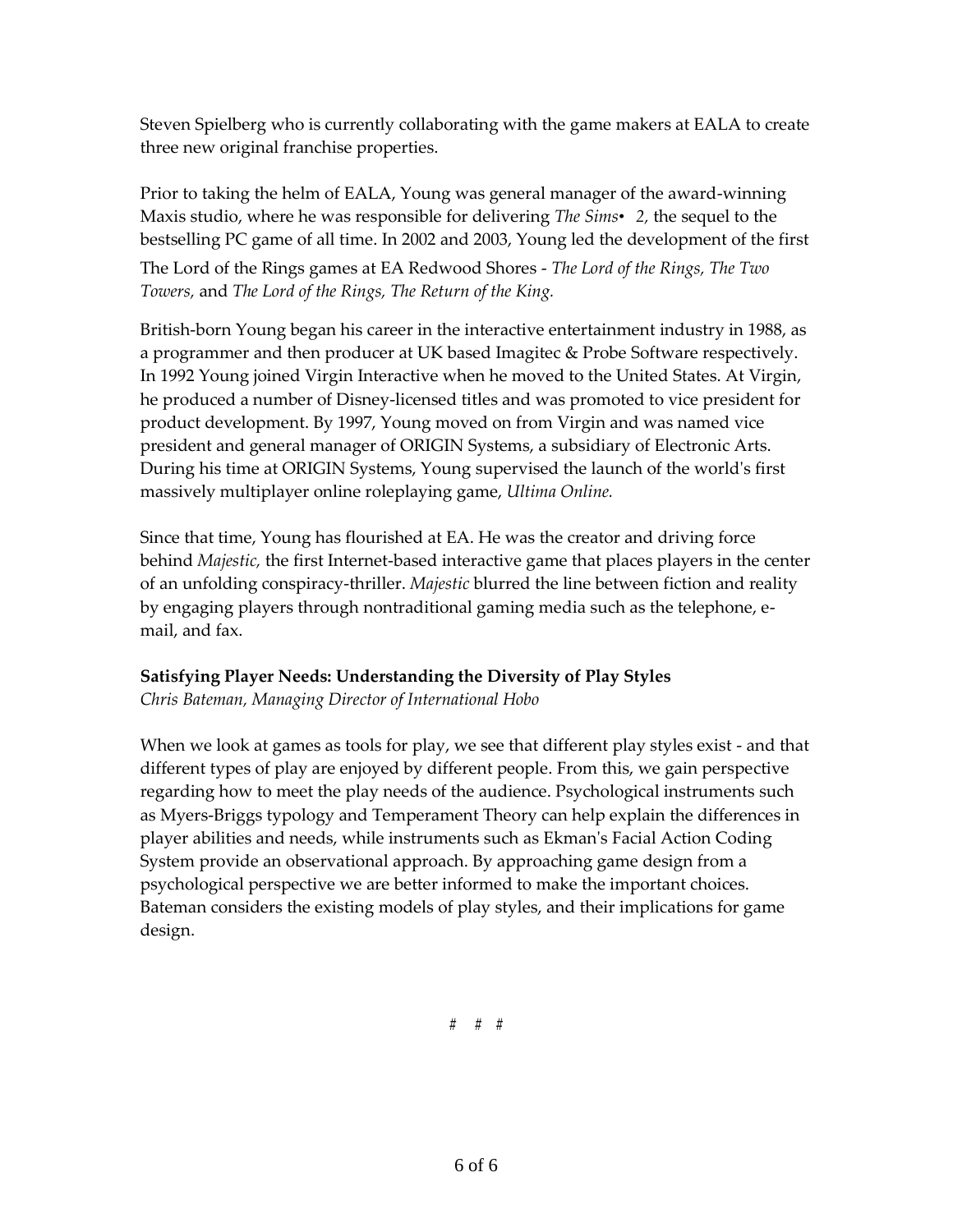Steven Spielberg who is currently collaborating with the game makers at EALA to create three new original franchise properties.

Prior to taking the helm of EALA, Young was general manager of the award-winning Maxis studio, where he was responsible for delivering *The Sims• 2,* the sequel to the bestselling PC game of all time. In 2002 and 2003, Young led the development of the first The Lord of the Rings games at EA Redwood Shores - *The Lord of the Rings, The Two Towers,* and *The Lord of the Rings, The Return of the King.*

British-born Young began his career in the interactive entertainment industry in 1988, as a programmer and then producer at UK based Imagitec & Probe Software respectively. In 1992 Young joined Virgin Interactive when he moved to the United States. At Virgin, he produced a number of Disney-licensed titles and was promoted to vice president for product development. By 1997, Young moved on from Virgin and was named vice president and general manager of ORIGIN Systems, a subsidiary of Electronic Arts. During his time at ORIGIN Systems, Young supervised the launch of the world's first massively multiplayer online roleplaying game, *Ultima Online.*

Since that time, Young has flourished at EA. He was the creator and driving force behind *Majestic,* the first Internet-based interactive game that places players in the center of an unfolding conspiracy-thriller. *Majestic* blurred the line between fiction and reality by engaging players through nontraditional gaming media such as the telephone, e-mail, and fax.

**Satisfying Player Needs: Understanding the Diversity of Play Styles**
*Chris Bateman, Managing Director of International Hobo*

When we look at games as tools for play, we see that different play styles exist - and that different types of play are enjoyed by different people. From this, we gain perspective regarding how to meet the play needs of the audience. Psychological instruments such as Myers-Briggs typology and Temperament Theory can help explain the differences in player abilities and needs, while instruments such as Ekman's Facial Action Coding System provide an observational approach. By approaching game design from a psychological perspective we are better informed to make the important choices. Bateman considers the existing models of play styles, and their implications for game design.

\# \# \#